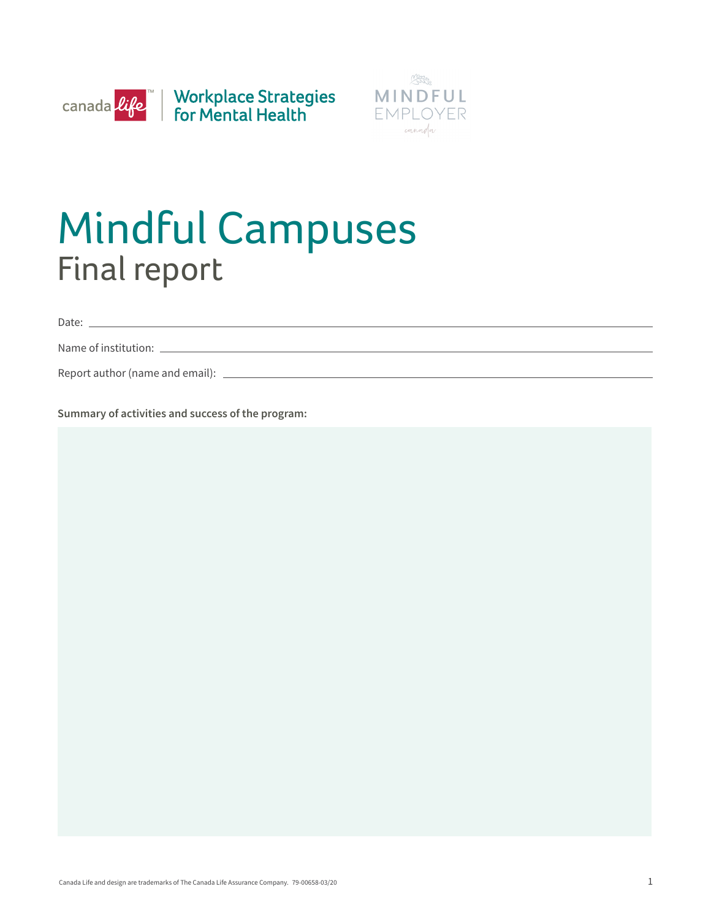canada life™ | Workplace Strategies for Mental Health

MINDFUL EMPLOYER canada

# Mindful Campuses
## Final report

Date: ______________________________

Name of institution: ______________________________

Report author (name and email): ______________________________

**Summary of activities and success of the program:**

Canada Life and design are trademarks of The Canada Life Assurance Company. 79-00658-03/20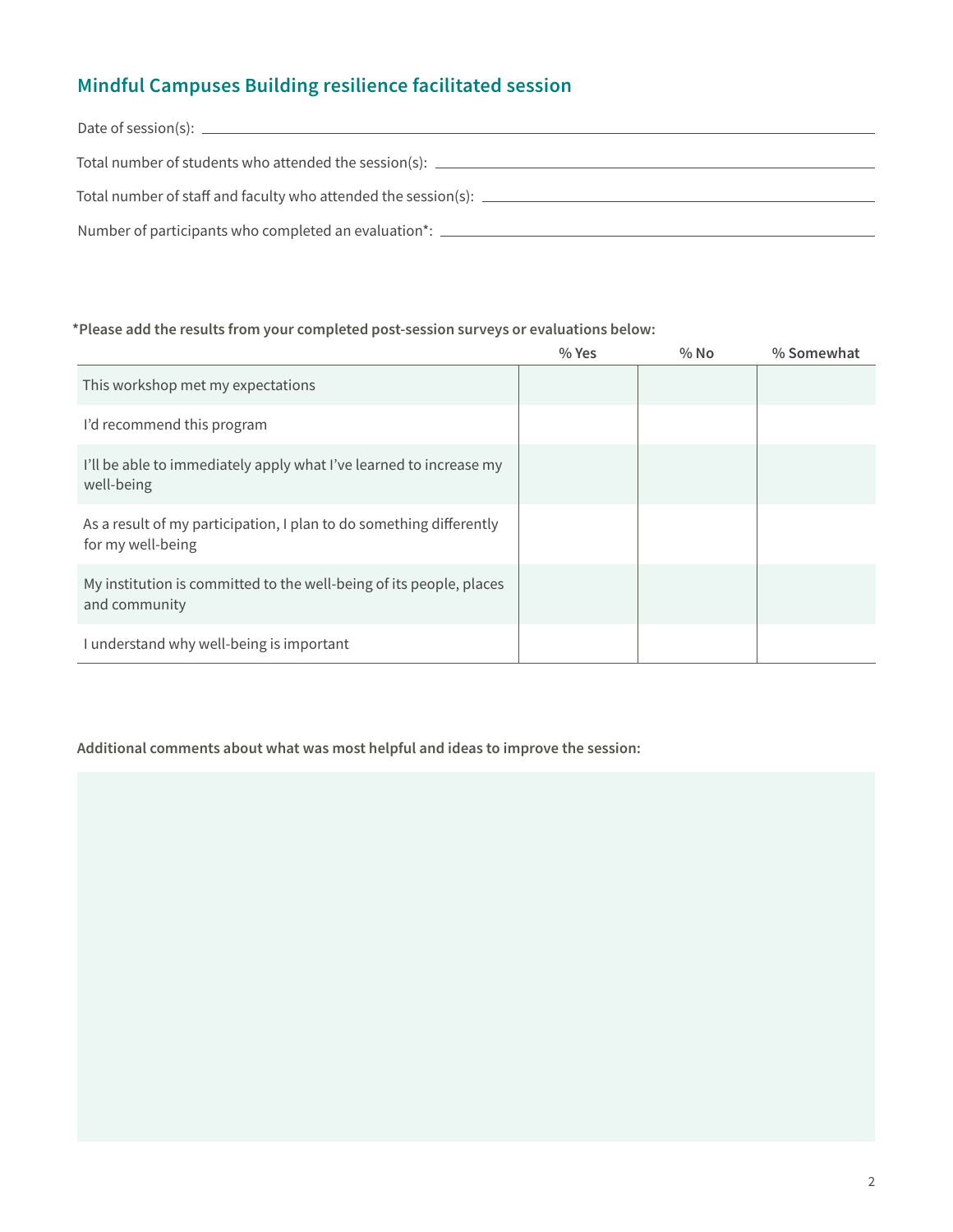## Mindful Campuses Building resilience facilitated session

Date of session(s): ______________________________

Total number of students who attended the session(s): ______________________________

Total number of staff and faculty who attended the session(s): ______________________________

Number of participants who completed an evaluation*: ______________________________

***Please add the results from your completed post-session surveys or evaluations below:**

| | % Yes | % No | % Somewhat |
|---|---|---|---|
| This workshop met my expectations | | | |
| I'd recommend this program | | | |
| I'll be able to immediately apply what I've learned to increase my well-being | | | |
| As a result of my participation, I plan to do something differently for my well-being | | | |
| My institution is committed to the well-being of its people, places and community | | | |
| I understand why well-being is important | | | |

**Additional comments about what was most helpful and ideas to improve the session:**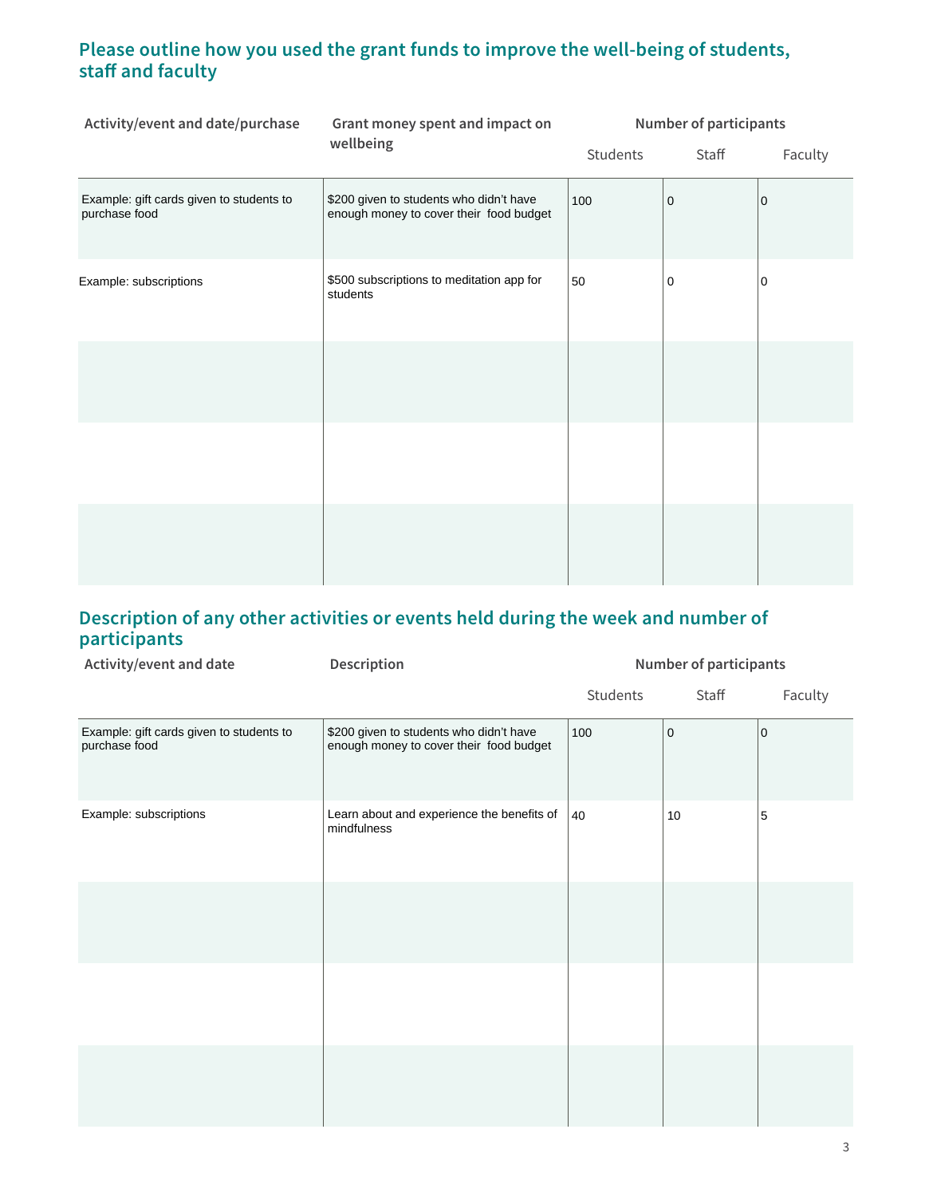## Please outline how you used the grant funds to improve the well-being of students, staff and faculty

| Activity/event and date/purchase | Grant money spent and impact on wellbeing | Number of participants | | |
|---|---|---|---|---|
| | | Students | Staff | Faculty |
| Example: gift cards given to students to purchase food | $200 given to students who didn't have enough money to cover their food budget | 100 | 0 | 0 |
| Example: subscriptions | $500 subscriptions to meditation app for students | 50 | 0 | 0 |
| | | | | |
| | | | | |
| | | | | |

## Description of any other activities or events held during the week and number of participants

| Activity/event and date | Description | Number of participants | | |
|---|---|---|---|---|
| | | Students | Staff | Faculty |
| Example: gift cards given to students to purchase food | $200 given to students who didn't have enough money to cover their food budget | 100 | 0 | 0 |
| Example: subscriptions | Learn about and experience the benefits of mindfulness | 40 | 10 | 5 |
| | | | | |
| | | | | |
| | | | | |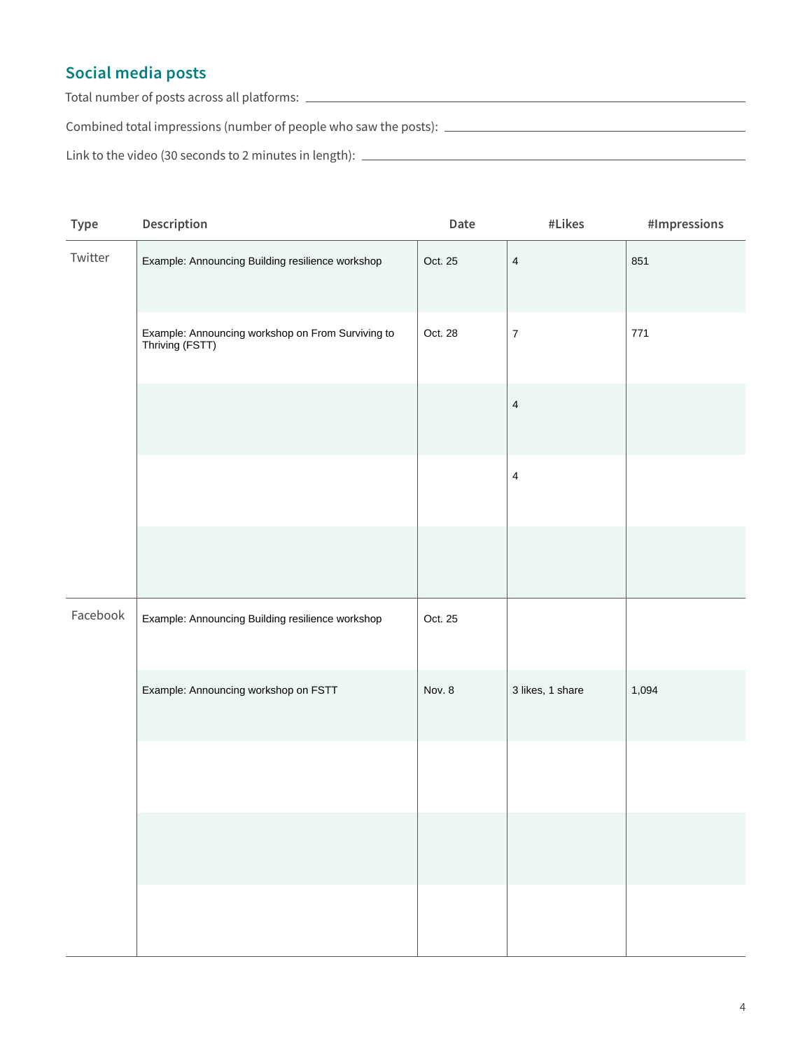## Social media posts

Total number of posts across all platforms: ______________________________

Combined total impressions (number of people who saw the posts): ______________________________

Link to the video (30 seconds to 2 minutes in length): ______________________________

| Type | Description | Date | #Likes | #Impressions |
|---|---|---|---|---|
| Twitter | Example: Announcing Building resilience workshop | Oct. 25 | 4 | 851 |
| | Example: Announcing workshop on From Surviving to Thriving (FSTT) | Oct. 28 | 7 | 771 |
| | | | 4 | |
| | | | 4 | |
| | | | | |
| Facebook | Example: Announcing Building resilience workshop | Oct. 25 | | |
| | Example: Announcing workshop on FSTT | Nov. 8 | 3 likes, 1 share | 1,094 |
| | | | | |
| | | | | |
| | | | | |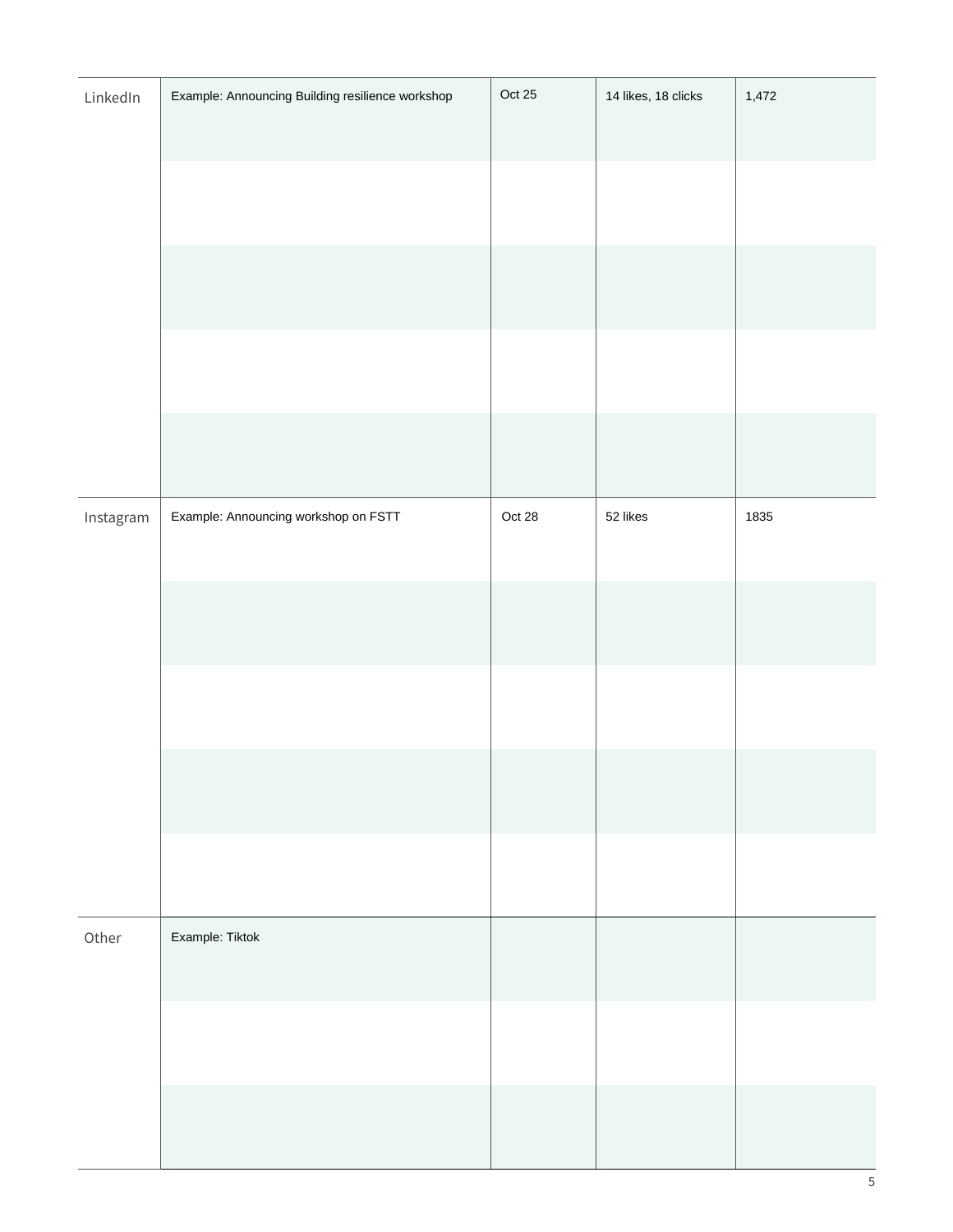| | | | | |
|---|---|---|---|---|
| LinkedIn | Example: Announcing Building resilience workshop | Oct 25 | 14 likes, 18 clicks | 1,472 |
| | | | | |
| | | | | |
| | | | | |
| | | | | |
| Instagram | Example: Announcing workshop on FSTT | Oct 28 | 52 likes | 1835 |
| | | | | |
| | | | | |
| | | | | |
| | | | | |
| Other | Example: Tiktok | | | |
| | | | | |
| | | | | |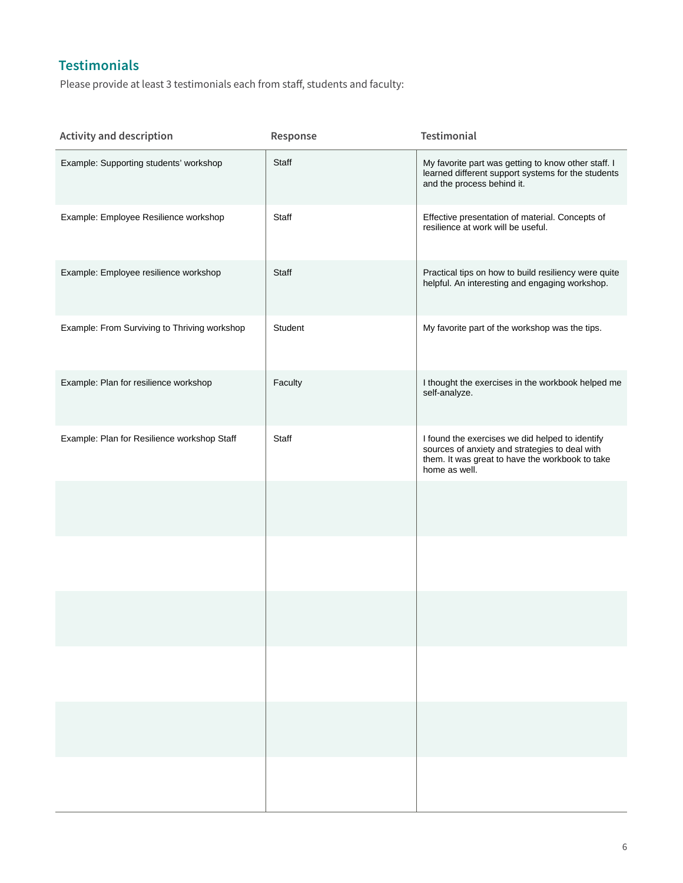## Testimonials

Please provide at least 3 testimonials each from staff, students and faculty:

| Activity and description | Response | Testimonial |
|---|---|---|
| Example: Supporting students' workshop | Staff | My favorite part was getting to know other staff. I learned different support systems for the students and the process behind it. |
| Example: Employee Resilience workshop | Staff | Effective presentation of material. Concepts of resilience at work will be useful. |
| Example: Employee resilience workshop | Staff | Practical tips on how to build resiliency were quite helpful. An interesting and engaging workshop. |
| Example: From Surviving to Thriving workshop | Student | My favorite part of the workshop was the tips. |
| Example: Plan for resilience workshop | Faculty | I thought the exercises in the workbook helped me self-analyze. |
| Example: Plan for Resilience workshop Staff | Staff | I found the exercises we did helped to identify sources of anxiety and strategies to deal with them. It was great to have the workbook to take home as well. |
| | | |
| | | |
| | | |
| | | |
| | | |
| | | |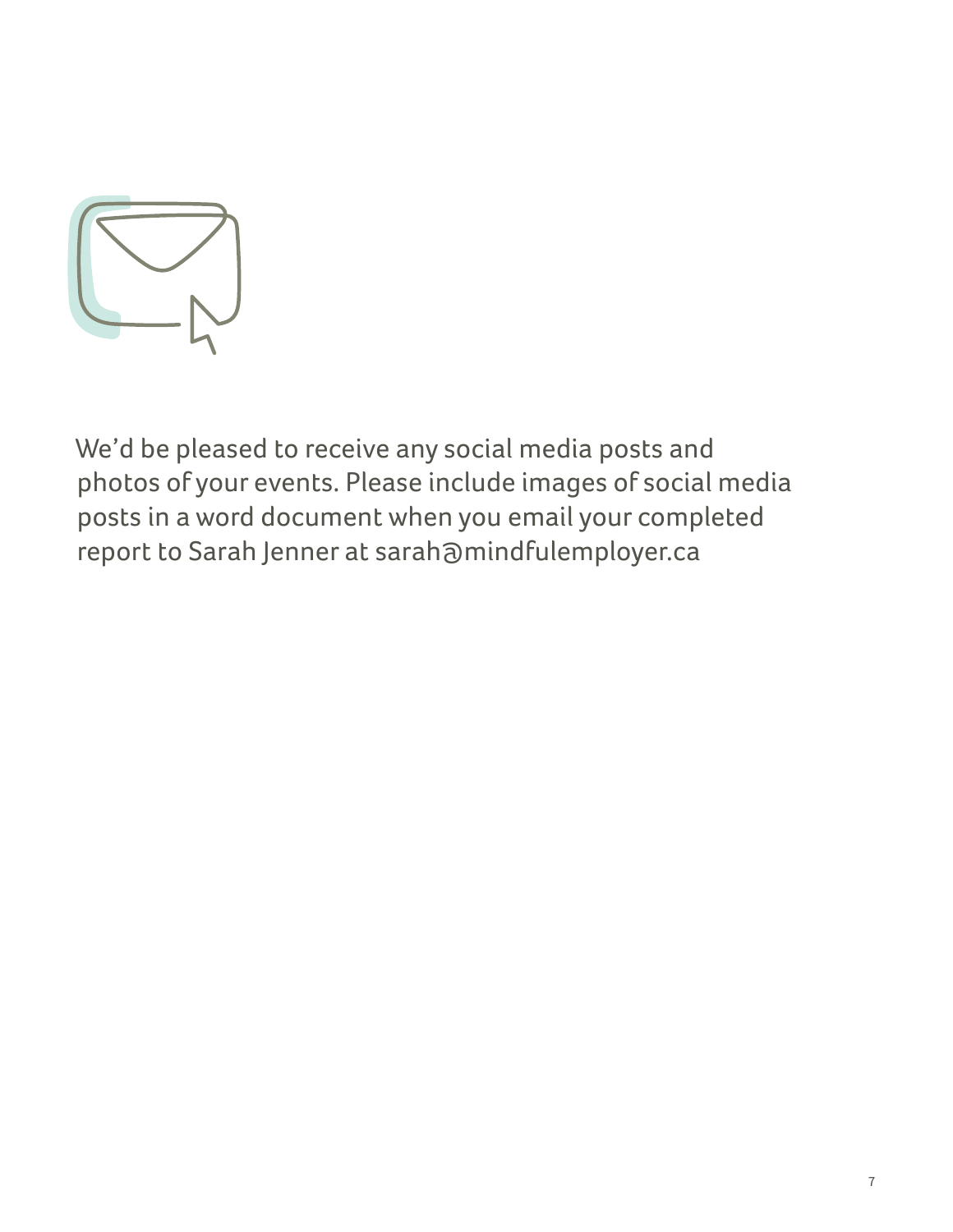We'd be pleased to receive any social media posts and photos of your events. Please include images of social media posts in a word document when you email your completed report to Sarah Jenner at sarah@mindfulemployer.ca